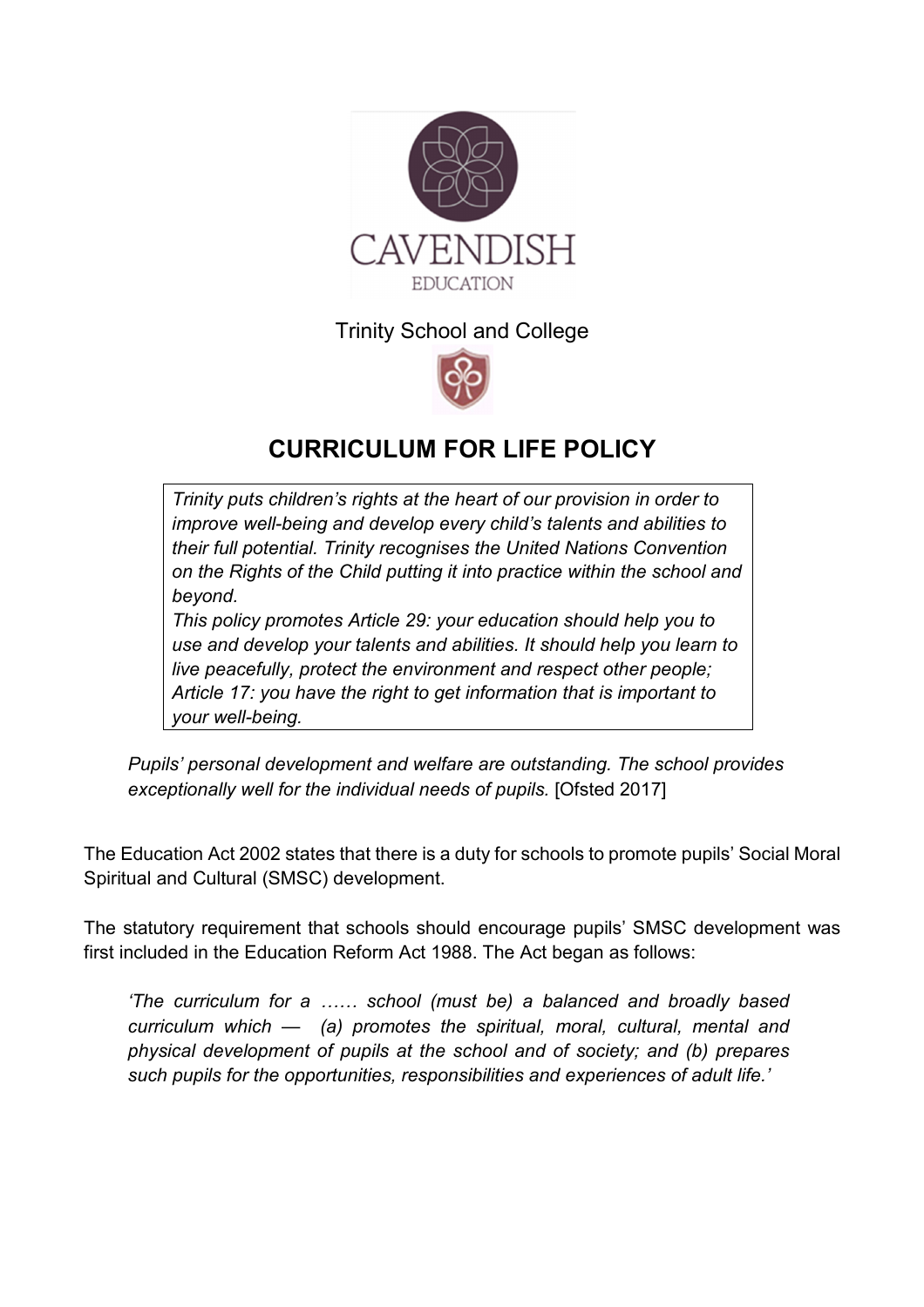CAVENDISH

EDUCATION

Trinity School and College

# CURRICULUM FOR LIFE POLICY

> *Trinity puts children's rights at the heart of our provision in order to improve well-being and develop every child's talents and abilities to their full potential. Trinity recognises the United Nations Convention on the Rights of the Child putting it into practice within the school and beyond.*
> *This policy promotes Article 29: your education should help you to use and develop your talents and abilities. It should help you learn to live peacefully, protect the environment and respect other people; Article 17: you have the right to get information that is important to your well-being.*

*Pupils' personal development and welfare are outstanding. The school provides exceptionally well for the individual needs of pupils.* [Ofsted 2017]

The Education Act 2002 states that there is a duty for schools to promote pupils' Social Moral Spiritual and Cultural (SMSC) development.

The statutory requirement that schools should encourage pupils' SMSC development was first included in the Education Reform Act 1988. The Act began as follows:

> *'The curriculum for a …… school (must be) a balanced and broadly based curriculum which — (a) promotes the spiritual, moral, cultural, mental and physical development of pupils at the school and of society; and (b) prepares such pupils for the opportunities, responsibilities and experiences of adult life.'*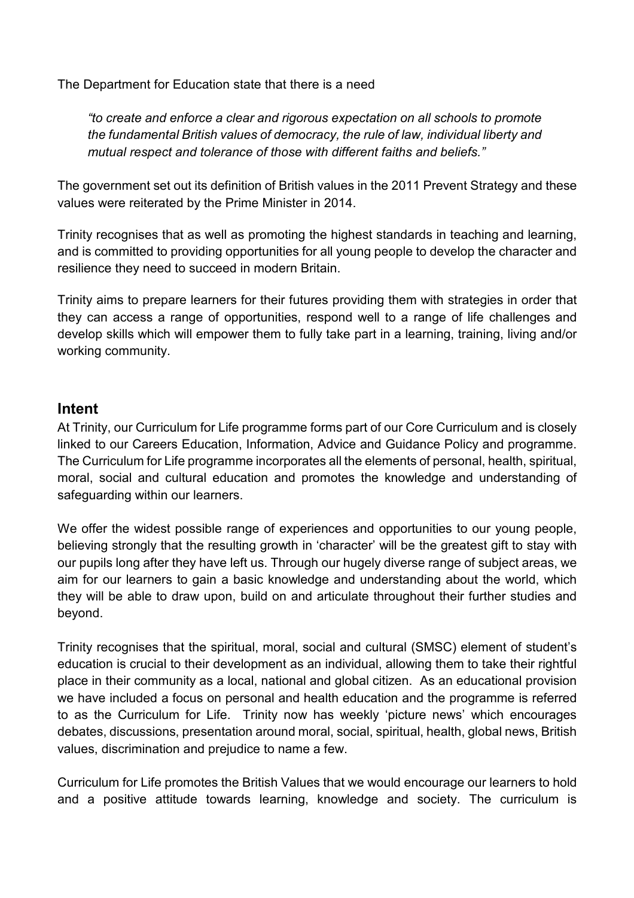The Department for Education state that there is a need

> *"to create and enforce a clear and rigorous expectation on all schools to promote the fundamental British values of democracy, the rule of law, individual liberty and mutual respect and tolerance of those with different faiths and beliefs."*

The government set out its definition of British values in the 2011 Prevent Strategy and these values were reiterated by the Prime Minister in 2014.

Trinity recognises that as well as promoting the highest standards in teaching and learning, and is committed to providing opportunities for all young people to develop the character and resilience they need to succeed in modern Britain.

Trinity aims to prepare learners for their futures providing them with strategies in order that they can access a range of opportunities, respond well to a range of life challenges and develop skills which will empower them to fully take part in a learning, training, living and/or working community.

## Intent

At Trinity, our Curriculum for Life programme forms part of our Core Curriculum and is closely linked to our Careers Education, Information, Advice and Guidance Policy and programme. The Curriculum for Life programme incorporates all the elements of personal, health, spiritual, moral, social and cultural education and promotes the knowledge and understanding of safeguarding within our learners.

We offer the widest possible range of experiences and opportunities to our young people, believing strongly that the resulting growth in 'character' will be the greatest gift to stay with our pupils long after they have left us. Through our hugely diverse range of subject areas, we aim for our learners to gain a basic knowledge and understanding about the world, which they will be able to draw upon, build on and articulate throughout their further studies and beyond.

Trinity recognises that the spiritual, moral, social and cultural (SMSC) element of student's education is crucial to their development as an individual, allowing them to take their rightful place in their community as a local, national and global citizen. As an educational provision we have included a focus on personal and health education and the programme is referred to as the Curriculum for Life. Trinity now has weekly 'picture news' which encourages debates, discussions, presentation around moral, social, spiritual, health, global news, British values, discrimination and prejudice to name a few.

Curriculum for Life promotes the British Values that we would encourage our learners to hold and a positive attitude towards learning, knowledge and society. The curriculum is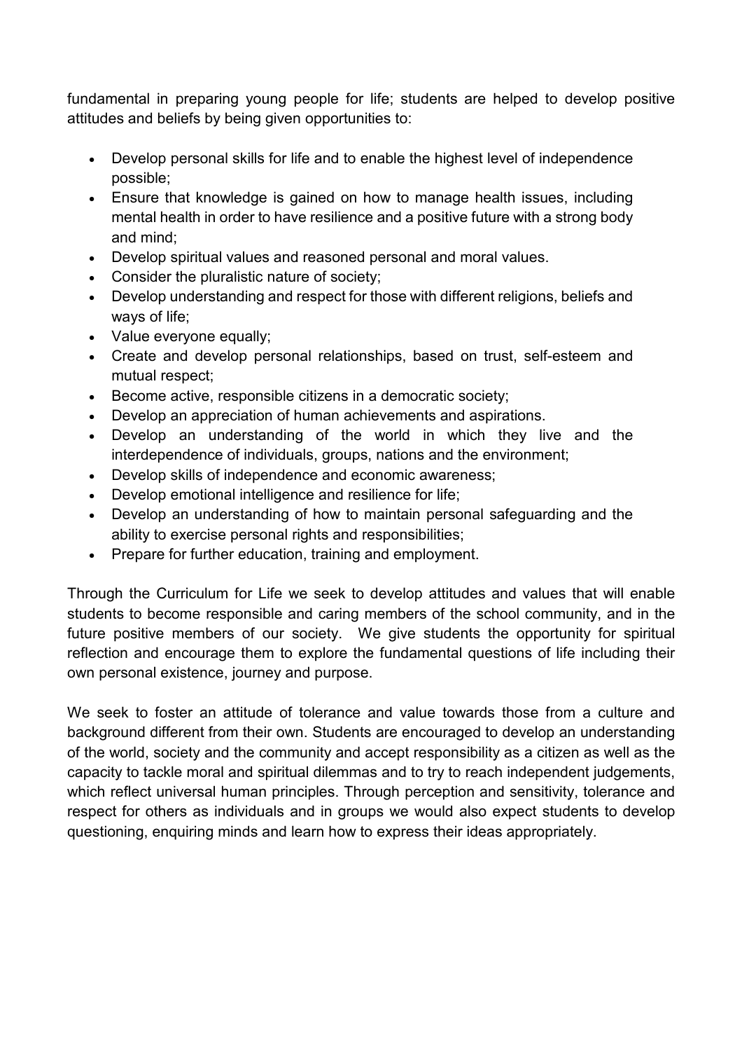fundamental in preparing young people for life; students are helped to develop positive attitudes and beliefs by being given opportunities to:

- Develop personal skills for life and to enable the highest level of independence possible;
- Ensure that knowledge is gained on how to manage health issues, including mental health in order to have resilience and a positive future with a strong body and mind;
- Develop spiritual values and reasoned personal and moral values.
- Consider the pluralistic nature of society;
- Develop understanding and respect for those with different religions, beliefs and ways of life;
- Value everyone equally;
- Create and develop personal relationships, based on trust, self-esteem and mutual respect;
- Become active, responsible citizens in a democratic society;
- Develop an appreciation of human achievements and aspirations.
- Develop an understanding of the world in which they live and the interdependence of individuals, groups, nations and the environment;
- Develop skills of independence and economic awareness;
- Develop emotional intelligence and resilience for life;
- Develop an understanding of how to maintain personal safeguarding and the ability to exercise personal rights and responsibilities;
- Prepare for further education, training and employment.

Through the Curriculum for Life we seek to develop attitudes and values that will enable students to become responsible and caring members of the school community, and in the future positive members of our society. We give students the opportunity for spiritual reflection and encourage them to explore the fundamental questions of life including their own personal existence, journey and purpose.

We seek to foster an attitude of tolerance and value towards those from a culture and background different from their own. Students are encouraged to develop an understanding of the world, society and the community and accept responsibility as a citizen as well as the capacity to tackle moral and spiritual dilemmas and to try to reach independent judgements, which reflect universal human principles. Through perception and sensitivity, tolerance and respect for others as individuals and in groups we would also expect students to develop questioning, enquiring minds and learn how to express their ideas appropriately.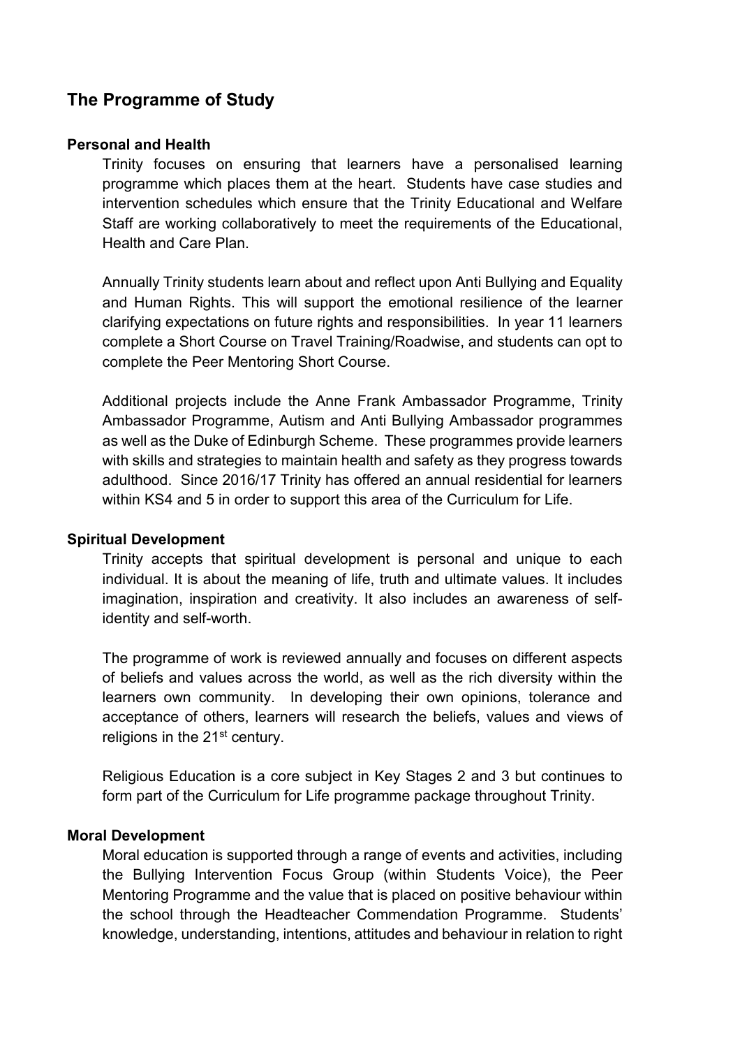## The Programme of Study

### Personal and Health

Trinity focuses on ensuring that learners have a personalised learning programme which places them at the heart. Students have case studies and intervention schedules which ensure that the Trinity Educational and Welfare Staff are working collaboratively to meet the requirements of the Educational, Health and Care Plan.

Annually Trinity students learn about and reflect upon Anti Bullying and Equality and Human Rights. This will support the emotional resilience of the learner clarifying expectations on future rights and responsibilities. In year 11 learners complete a Short Course on Travel Training/Roadwise, and students can opt to complete the Peer Mentoring Short Course.

Additional projects include the Anne Frank Ambassador Programme, Trinity Ambassador Programme, Autism and Anti Bullying Ambassador programmes as well as the Duke of Edinburgh Scheme. These programmes provide learners with skills and strategies to maintain health and safety as they progress towards adulthood. Since 2016/17 Trinity has offered an annual residential for learners within KS4 and 5 in order to support this area of the Curriculum for Life.

### Spiritual Development

Trinity accepts that spiritual development is personal and unique to each individual. It is about the meaning of life, truth and ultimate values. It includes imagination, inspiration and creativity. It also includes an awareness of self-identity and self-worth.

The programme of work is reviewed annually and focuses on different aspects of beliefs and values across the world, as well as the rich diversity within the learners own community. In developing their own opinions, tolerance and acceptance of others, learners will research the beliefs, values and views of religions in the 21st century.

Religious Education is a core subject in Key Stages 2 and 3 but continues to form part of the Curriculum for Life programme package throughout Trinity.

### Moral Development

Moral education is supported through a range of events and activities, including the Bullying Intervention Focus Group (within Students Voice), the Peer Mentoring Programme and the value that is placed on positive behaviour within the school through the Headteacher Commendation Programme. Students' knowledge, understanding, intentions, attitudes and behaviour in relation to right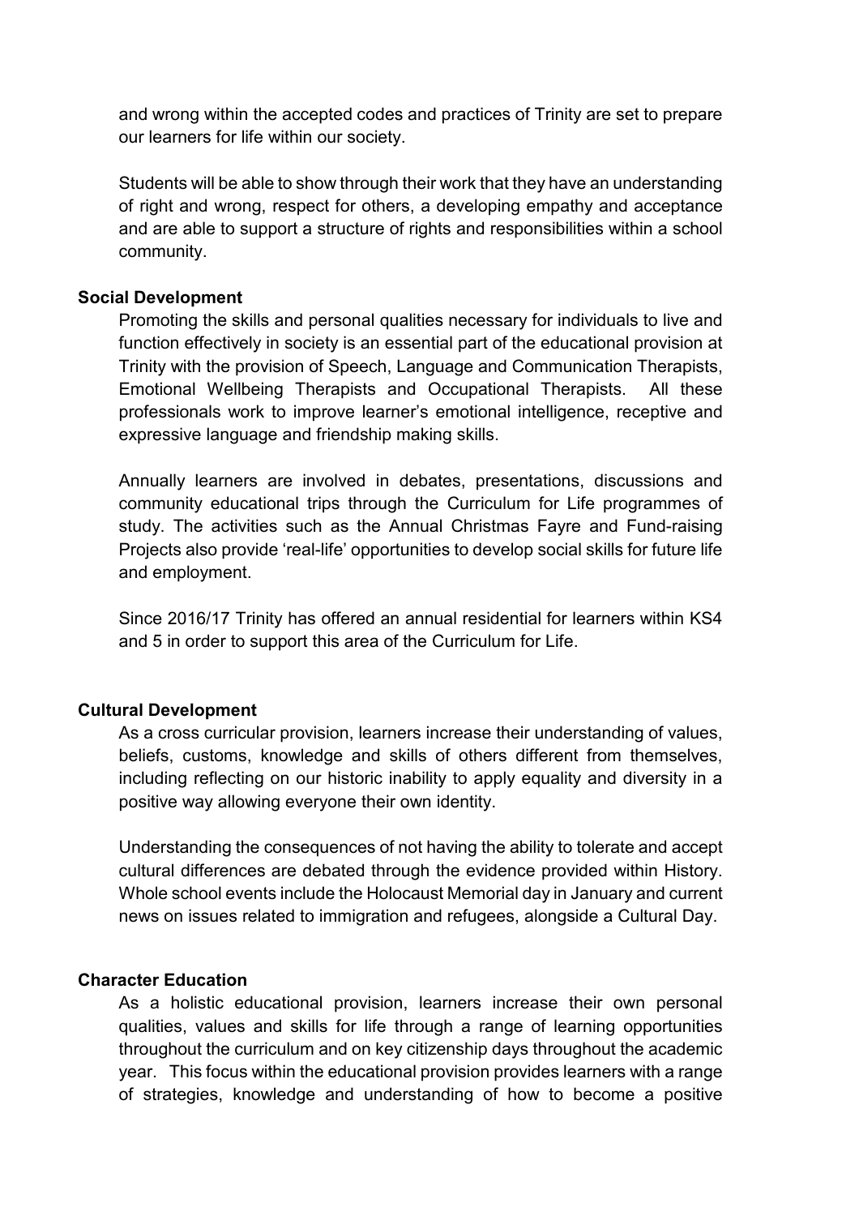and wrong within the accepted codes and practices of Trinity are set to prepare our learners for life within our society.

Students will be able to show through their work that they have an understanding of right and wrong, respect for others, a developing empathy and acceptance and are able to support a structure of rights and responsibilities within a school community.

**Social Development**

Promoting the skills and personal qualities necessary for individuals to live and function effectively in society is an essential part of the educational provision at Trinity with the provision of Speech, Language and Communication Therapists, Emotional Wellbeing Therapists and Occupational Therapists. All these professionals work to improve learner's emotional intelligence, receptive and expressive language and friendship making skills.

Annually learners are involved in debates, presentations, discussions and community educational trips through the Curriculum for Life programmes of study. The activities such as the Annual Christmas Fayre and Fund-raising Projects also provide 'real-life' opportunities to develop social skills for future life and employment.

Since 2016/17 Trinity has offered an annual residential for learners within KS4 and 5 in order to support this area of the Curriculum for Life.

**Cultural Development**

As a cross curricular provision, learners increase their understanding of values, beliefs, customs, knowledge and skills of others different from themselves, including reflecting on our historic inability to apply equality and diversity in a positive way allowing everyone their own identity.

Understanding the consequences of not having the ability to tolerate and accept cultural differences are debated through the evidence provided within History. Whole school events include the Holocaust Memorial day in January and current news on issues related to immigration and refugees, alongside a Cultural Day.

**Character Education**

As a holistic educational provision, learners increase their own personal qualities, values and skills for life through a range of learning opportunities throughout the curriculum and on key citizenship days throughout the academic year. This focus within the educational provision provides learners with a range of strategies, knowledge and understanding of how to become a positive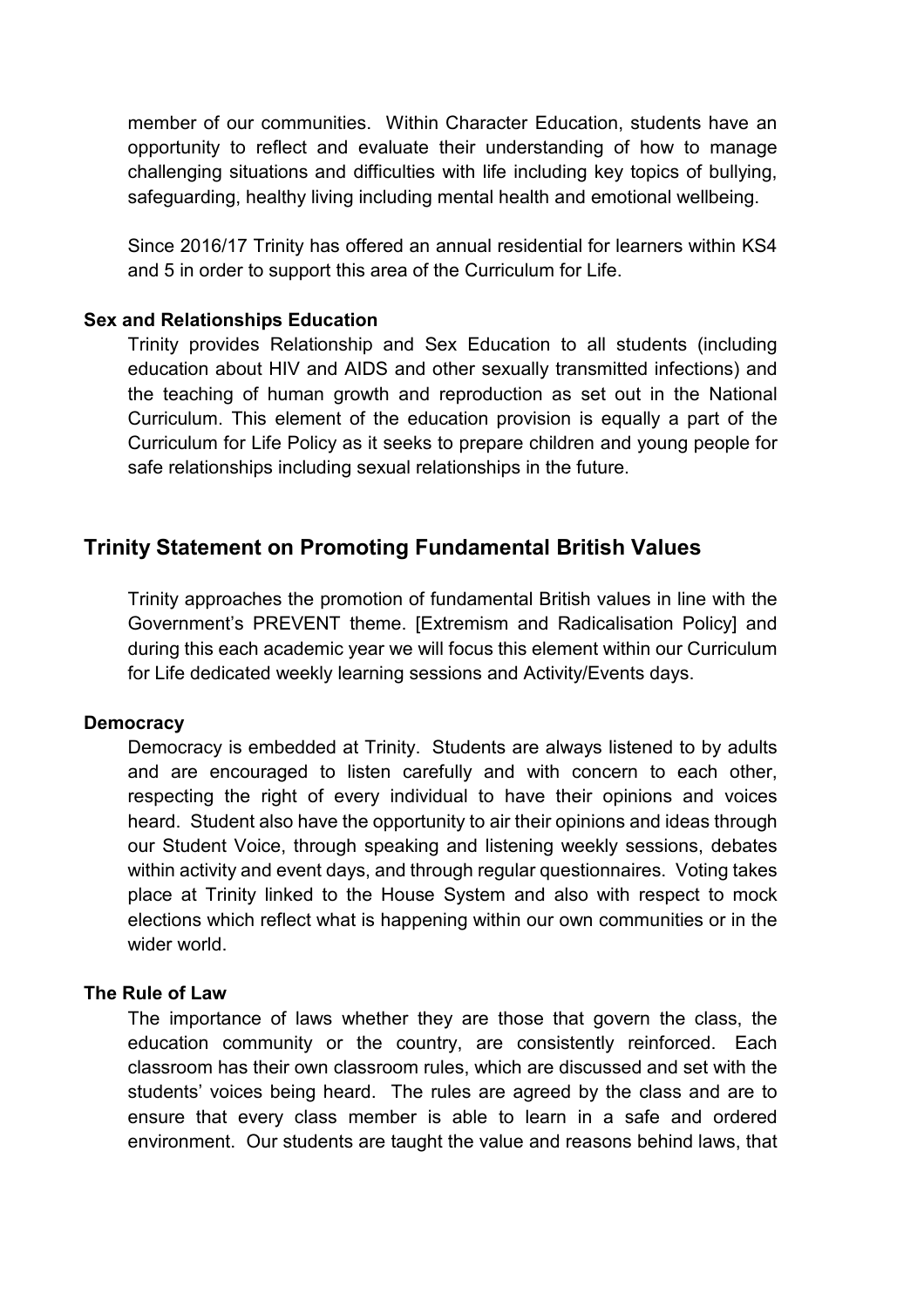member of our communities. Within Character Education, students have an opportunity to reflect and evaluate their understanding of how to manage challenging situations and difficulties with life including key topics of bullying, safeguarding, healthy living including mental health and emotional wellbeing.

Since 2016/17 Trinity has offered an annual residential for learners within KS4 and 5 in order to support this area of the Curriculum for Life.

**Sex and Relationships Education**

Trinity provides Relationship and Sex Education to all students (including education about HIV and AIDS and other sexually transmitted infections) and the teaching of human growth and reproduction as set out in the National Curriculum. This element of the education provision is equally a part of the Curriculum for Life Policy as it seeks to prepare children and young people for safe relationships including sexual relationships in the future.

## Trinity Statement on Promoting Fundamental British Values

Trinity approaches the promotion of fundamental British values in line with the Government's PREVENT theme. [Extremism and Radicalisation Policy] and during this each academic year we will focus this element within our Curriculum for Life dedicated weekly learning sessions and Activity/Events days.

**Democracy**

Democracy is embedded at Trinity. Students are always listened to by adults and are encouraged to listen carefully and with concern to each other, respecting the right of every individual to have their opinions and voices heard. Student also have the opportunity to air their opinions and ideas through our Student Voice, through speaking and listening weekly sessions, debates within activity and event days, and through regular questionnaires. Voting takes place at Trinity linked to the House System and also with respect to mock elections which reflect what is happening within our own communities or in the wider world.

**The Rule of Law**

The importance of laws whether they are those that govern the class, the education community or the country, are consistently reinforced. Each classroom has their own classroom rules, which are discussed and set with the students' voices being heard. The rules are agreed by the class and are to ensure that every class member is able to learn in a safe and ordered environment. Our students are taught the value and reasons behind laws, that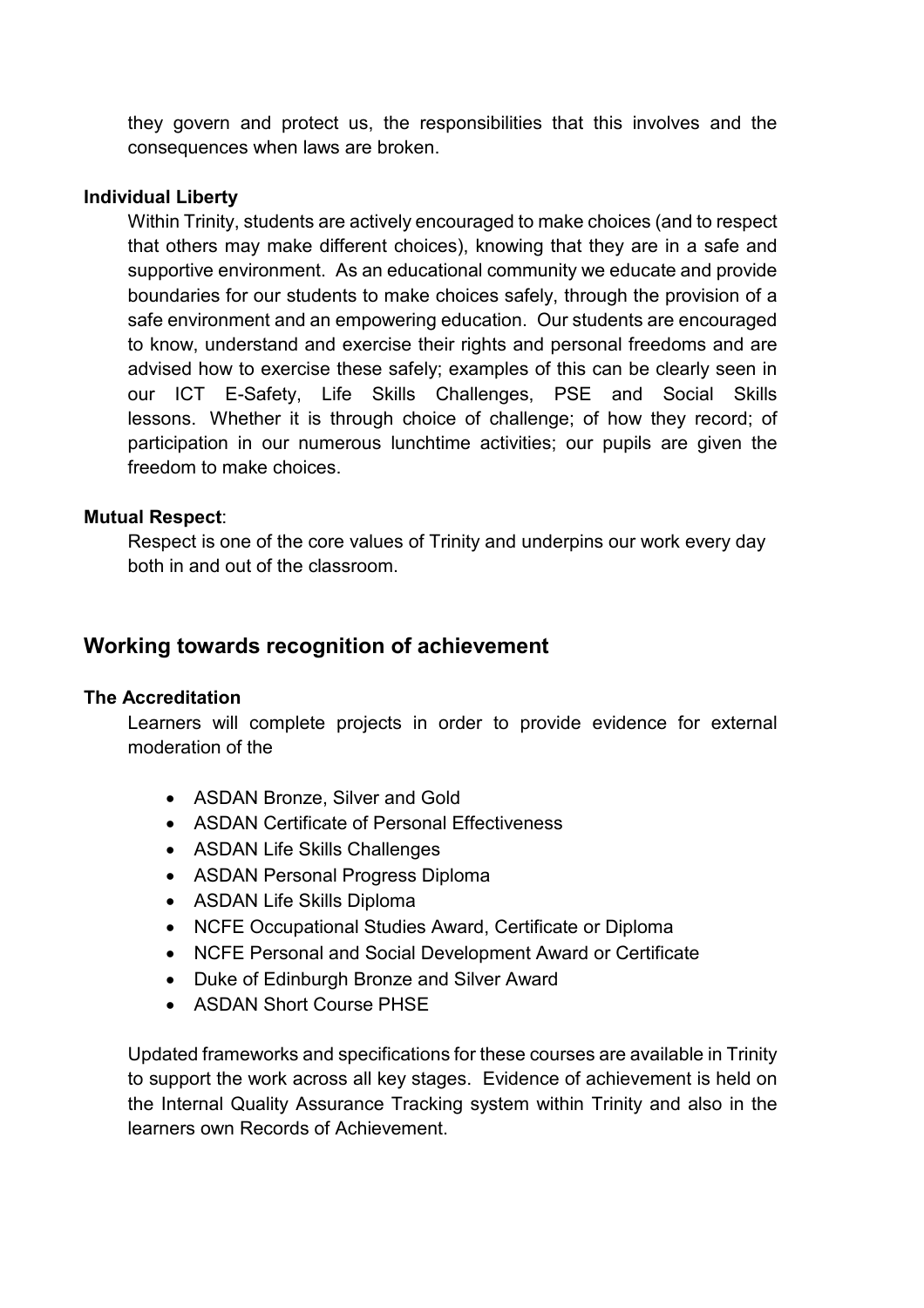they govern and protect us, the responsibilities that this involves and the consequences when laws are broken.

**Individual Liberty**

Within Trinity, students are actively encouraged to make choices (and to respect that others may make different choices), knowing that they are in a safe and supportive environment. As an educational community we educate and provide boundaries for our students to make choices safely, through the provision of a safe environment and an empowering education. Our students are encouraged to know, understand and exercise their rights and personal freedoms and are advised how to exercise these safely; examples of this can be clearly seen in our ICT E-Safety, Life Skills Challenges, PSE and Social Skills lessons. Whether it is through choice of challenge; of how they record; of participation in our numerous lunchtime activities; our pupils are given the freedom to make choices.

**Mutual Respect**:

Respect is one of the core values of Trinity and underpins our work every day both in and out of the classroom.

## Working towards recognition of achievement

**The Accreditation**

Learners will complete projects in order to provide evidence for external moderation of the

- ASDAN Bronze, Silver and Gold
- ASDAN Certificate of Personal Effectiveness
- ASDAN Life Skills Challenges
- ASDAN Personal Progress Diploma
- ASDAN Life Skills Diploma
- NCFE Occupational Studies Award, Certificate or Diploma
- NCFE Personal and Social Development Award or Certificate
- Duke of Edinburgh Bronze and Silver Award
- ASDAN Short Course PHSE

Updated frameworks and specifications for these courses are available in Trinity to support the work across all key stages. Evidence of achievement is held on the Internal Quality Assurance Tracking system within Trinity and also in the learners own Records of Achievement.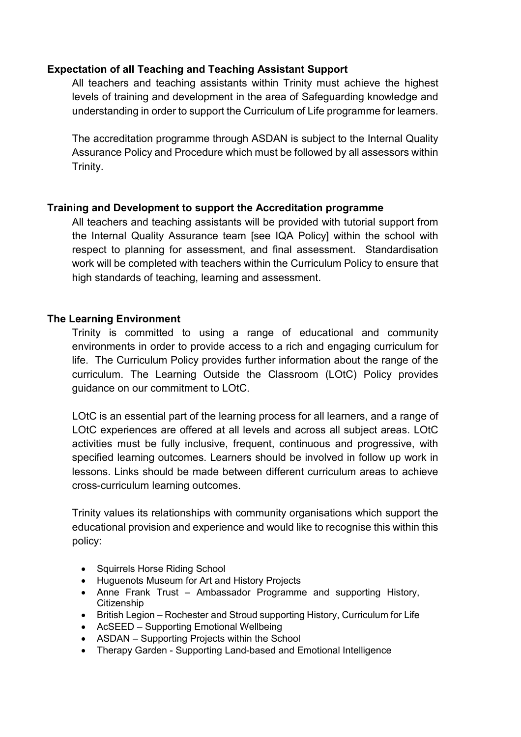**Expectation of all Teaching and Teaching Assistant Support**

All teachers and teaching assistants within Trinity must achieve the highest levels of training and development in the area of Safeguarding knowledge and understanding in order to support the Curriculum of Life programme for learners.

The accreditation programme through ASDAN is subject to the Internal Quality Assurance Policy and Procedure which must be followed by all assessors within Trinity.

**Training and Development to support the Accreditation programme**

All teachers and teaching assistants will be provided with tutorial support from the Internal Quality Assurance team [see IQA Policy] within the school with respect to planning for assessment, and final assessment. Standardisation work will be completed with teachers within the Curriculum Policy to ensure that high standards of teaching, learning and assessment.

**The Learning Environment**

Trinity is committed to using a range of educational and community environments in order to provide access to a rich and engaging curriculum for life. The Curriculum Policy provides further information about the range of the curriculum. The Learning Outside the Classroom (LOtC) Policy provides guidance on our commitment to LOtC.

LOtC is an essential part of the learning process for all learners, and a range of LOtC experiences are offered at all levels and across all subject areas. LOtC activities must be fully inclusive, frequent, continuous and progressive, with specified learning outcomes. Learners should be involved in follow up work in lessons. Links should be made between different curriculum areas to achieve cross-curriculum learning outcomes.

Trinity values its relationships with community organisations which support the educational provision and experience and would like to recognise this within this policy:

- Squirrels Horse Riding School
- Huguenots Museum for Art and History Projects
- Anne Frank Trust – Ambassador Programme and supporting History, Citizenship
- British Legion – Rochester and Stroud supporting History, Curriculum for Life
- AcSEED – Supporting Emotional Wellbeing
- ASDAN – Supporting Projects within the School
- Therapy Garden - Supporting Land-based and Emotional Intelligence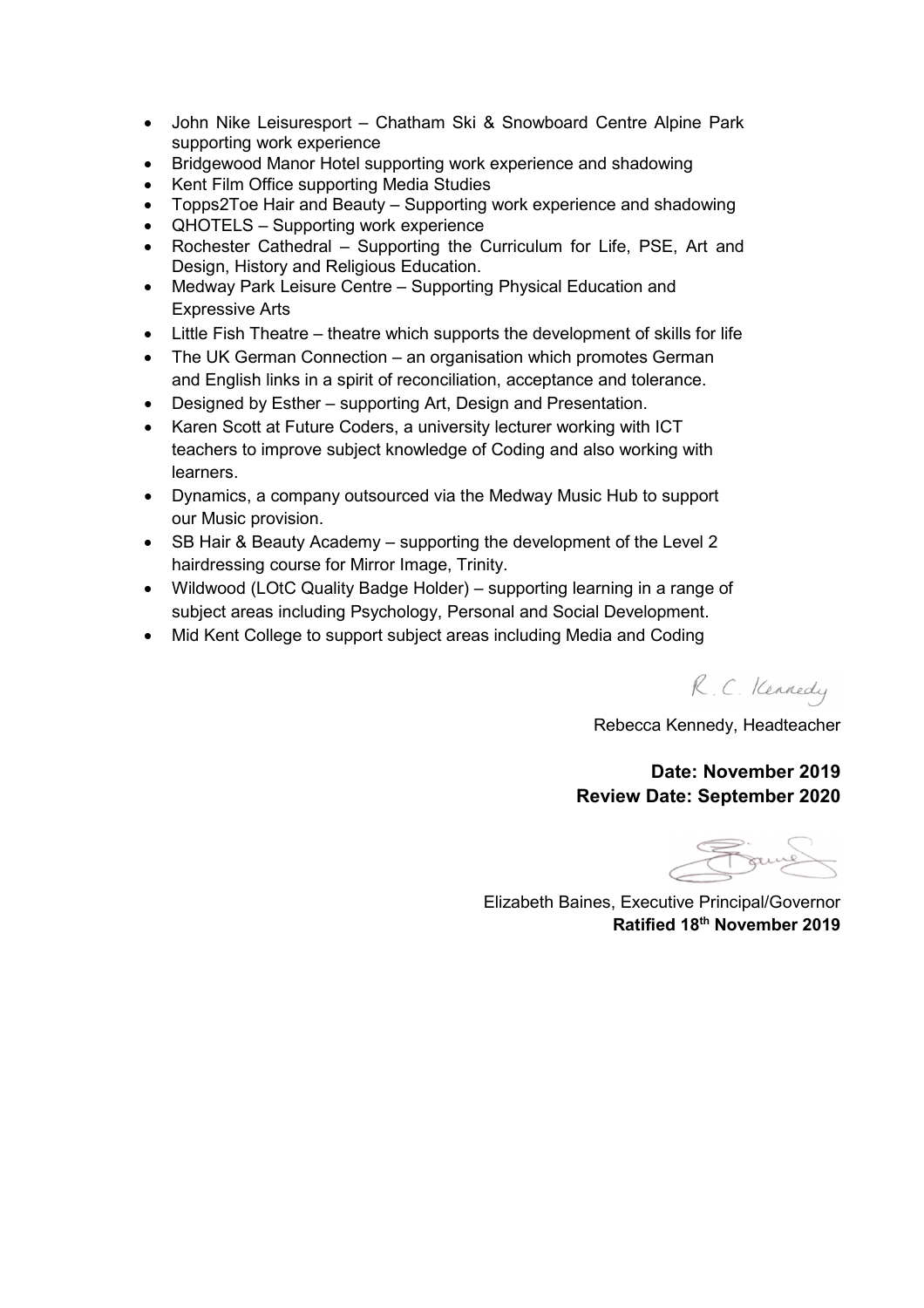- John Nike Leisuresport – Chatham Ski & Snowboard Centre Alpine Park supporting work experience
- Bridgewood Manor Hotel supporting work experience and shadowing
- Kent Film Office supporting Media Studies
- Topps2Toe Hair and Beauty – Supporting work experience and shadowing
- QHOTELS – Supporting work experience
- Rochester Cathedral – Supporting the Curriculum for Life, PSE, Art and Design, History and Religious Education.
- Medway Park Leisure Centre – Supporting Physical Education and Expressive Arts
- Little Fish Theatre – theatre which supports the development of skills for life
- The UK German Connection – an organisation which promotes German and English links in a spirit of reconciliation, acceptance and tolerance.
- Designed by Esther – supporting Art, Design and Presentation.
- Karen Scott at Future Coders, a university lecturer working with ICT teachers to improve subject knowledge of Coding and also working with learners.
- Dynamics, a company outsourced via the Medway Music Hub to support our Music provision.
- SB Hair & Beauty Academy – supporting the development of the Level 2 hairdressing course for Mirror Image, Trinity.
- Wildwood (LOtC Quality Badge Holder) – supporting learning in a range of subject areas including Psychology, Personal and Social Development.
- Mid Kent College to support subject areas including Media and Coding

R. C. Kennedy

Rebecca Kennedy, Headteacher

**Date: November 2019**
**Review Date: September 2020**

Elizabeth Baines, Executive Principal/Governor
**Ratified 18th November 2019**